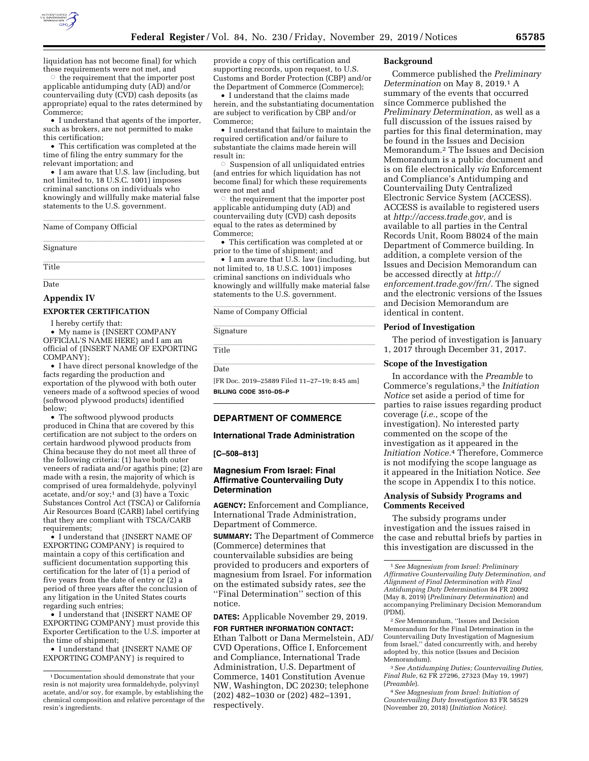liquidation has not become final) for which these requirements were not met, and

○ the requirement that the importer post applicable antidumping duty (AD) and/or countervailing duty (CVD) cash deposits (as appropriate) equal to the rates determined by Commerce;

• I understand that agents of the importer, such as brokers, are not permitted to make this certification;

• This certification was completed at the time of filing the entry summary for the relevant importation; and

• I am aware that U.S. law (including, but not limited to, 18 U.S.C. 1001) imposes criminal sanctions on individuals who knowingly and willfully make material false statements to the U.S. government.

Name of Company Official

Signature

Title

Date

## Appendix IV

### EXPORTER CERTIFICATION

I hereby certify that:

• My name is {INSERT COMPANY OFFICIAL'S NAME HERE} and I am an official of {INSERT NAME OF EXPORTING COMPANY};

• I have direct personal knowledge of the facts regarding the production and exportation of the plywood with both outer veneers made of a softwood species of wood (softwood plywood products) identified below;

• The softwood plywood products produced in China that are covered by this certification are not subject to the orders on certain hardwood plywood products from China because they do not meet all three of the following criteria: (1) have both outer veneers of radiata and/or agathis pine; (2) are made with a resin, the majority of which is comprised of urea formaldehyde, polyvinyl acetate, and/or soy;[1] and (3) have a Toxic Substances Control Act (TSCA) or California Air Resources Board (CARB) label certifying that they are compliant with TSCA/CARB requirements;

• I understand that {INSERT NAME OF EXPORTING COMPANY} is required to maintain a copy of this certification and sufficient documentation supporting this certification for the later of (1) a period of five years from the date of entry or (2) a period of three years after the conclusion of any litigation in the United States courts regarding such entries;

• I understand that {INSERT NAME OF EXPORTING COMPANY} must provide this Exporter Certification to the U.S. importer at the time of shipment;

• I understand that {INSERT NAME OF EXPORTING COMPANY} is required to provide a copy of this certification and supporting records, upon request, to U.S. Customs and Border Protection (CBP) and/or the Department of Commerce (Commerce);

• I understand that the claims made herein, and the substantiating documentation are subject to verification by CBP and/or Commerce;

• I understand that failure to maintain the required certification and/or failure to substantiate the claims made herein will result in:

○ Suspension of all unliquidated entries (and entries for which liquidation has not become final) for which these requirements were not met and

○ the requirement that the importer post applicable antidumping duty (AD) and countervailing duty (CVD) cash deposits equal to the rates as determined by Commerce;

• This certification was completed at or prior to the time of shipment; and

• I am aware that U.S. law (including, but not limited to, 18 U.S.C. 1001) imposes criminal sanctions on individuals who knowingly and willfully make material false statements to the U.S. government.

Name of Company Official

Signature

Title

Date

[1] Documentation should demonstrate that your resin is not majority urea formaldehyde, polyvinyl acetate, and/or soy, for example, by establishing the chemical composition and relative percentage of the resin's ingredients.

[FR Doc. 2019–25889 Filed 11–27–19; 8:45 am]

**BILLING CODE 3510–DS–P**

## DEPARTMENT OF COMMERCE

### International Trade Administration

**[C–508–813]**

### Magnesium From Israel: Final Affirmative Countervailing Duty Determination

**AGENCY:** Enforcement and Compliance, International Trade Administration, Department of Commerce.

**SUMMARY:** The Department of Commerce (Commerce) determines that countervailable subsidies are being provided to producers and exporters of magnesium from Israel. For information on the estimated subsidy rates, *see* the "Final Determination" section of this notice.

**DATES:** Applicable November 29, 2019.

**FOR FURTHER INFORMATION CONTACT:** Ethan Talbott or Dana Mermelstein, AD/CVD Operations, Office I, Enforcement and Compliance, International Trade Administration, U.S. Department of Commerce, 1401 Constitution Avenue NW, Washington, DC 20230; telephone (202) 482–1030 or (202) 482–1391, respectively.

**SUPPLEMENTARY INFORMATION:**

### Background

Commerce published the *Preliminary Determination* on May 8, 2019.[1] A summary of the events that occurred since Commerce published the *Preliminary Determination,* as well as a full discussion of the issues raised by parties for this final determination, may be found in the Issues and Decision Memorandum.[2] The Issues and Decision Memorandum is a public document and is on file electronically *via* Enforcement and Compliance's Antidumping and Countervailing Duty Centralized Electronic Service System (ACCESS). ACCESS is available to registered users at *http://access.trade.gov,* and is available to all parties in the Central Records Unit, Room B8024 of the main Department of Commerce building. In addition, a complete version of the Issues and Decision Memorandum can be accessed directly at *http://enforcement.trade.gov/frn/.* The signed and the electronic versions of the Issues and Decision Memorandum are identical in content.

### Period of Investigation

The period of investigation is January 1, 2017 through December 31, 2017.

### Scope of the Investigation

In accordance with the *Preamble* to Commerce's regulations,[3] the *Initiation Notice* set aside a period of time for parties to raise issues regarding product coverage (*i.e.,* scope of the investigation). No interested party commented on the scope of the investigation as it appeared in the *Initiation Notice.*[4] Therefore, Commerce is not modifying the scope language as it appeared in the Initiation Notice. *See* the scope in Appendix I to this notice.

### Analysis of Subsidy Programs and Comments Received

The subsidy programs under investigation and the issues raised in the case and rebuttal briefs by parties in this investigation are discussed in the

[1] *See Magnesium from Israel: Preliminary Affirmative Countervailing Duty Determination, and Alignment of Final Determination with Final Antidumping Duty Determination* 84 FR 20092 (May 8, 2019) (*Preliminary Determination*) and accompanying Preliminary Decision Memorandum (PDM).

[2] *See* Memorandum, "Issues and Decision Memorandum for the Final Determination in the Countervailing Duty Investigation of Magnesium from Israel," dated concurrently with, and hereby adopted by, this notice (Issues and Decision Memorandum).

[3] *See Antidumping Duties; Countervailing Duties, Final Rule,* 62 FR 27296, 27323 (May 19, 1997) (*Preamble*).

[4] *See Magnesium from Israel: Initiation of Countervailing Duty Investigation* 83 FR 58529 (November 20, 2018) (*Initiation Notice).*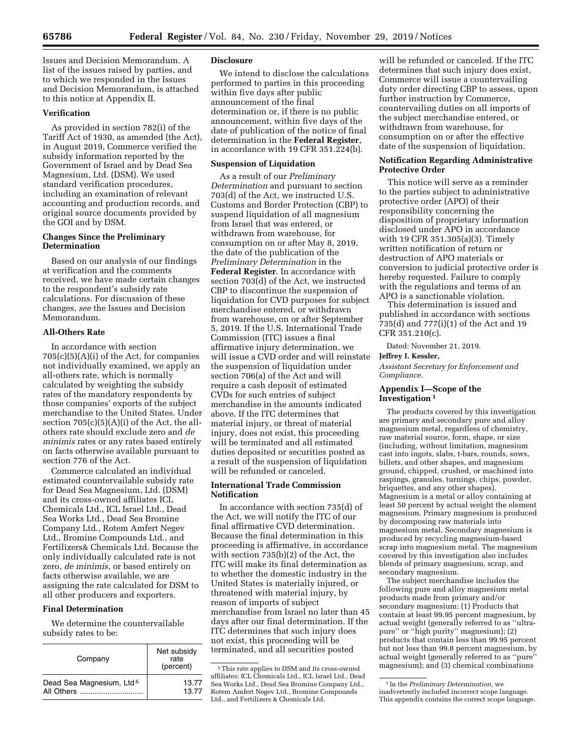Issues and Decision Memorandum. A list of the issues raised by parties, and to which we responded in the Issues and Decision Memorandum, is attached to this notice at Appendix II.

## Verification

As provided in section 782(i) of the Tariff Act of 1930, as amended (the Act), in August 2019, Commerce verified the subsidy information reported by the Government of Israel and by Dead Sea Magnesium, Ltd. (DSM). We used standard verification procedures, including an examination of relevant accounting and production records, and original source documents provided by the GOI and by DSM.

## Changes Since the Preliminary Determination

Based on our analysis of our findings at verification and the comments received, we have made certain changes to the respondent's subsidy rate calculations. For discussion of these changes, *see* the Issues and Decision Memorandum.

## All-Others Rate

In accordance with section 705(c)(5)(A)(i) of the Act, for companies not individually examined, we apply an all-others rate, which is normally calculated by weighting the subsidy rates of the mandatory respondents by those companies' exports of the subject merchandise to the United States. Under section 705(c)(5)(A)(i) of the Act, the all-others rate should exclude zero and *de minimis* rates or any rates based entirely on facts otherwise available pursuant to section 776 of the Act.

Commerce calculated an individual estimated countervailable subsidy rate for Dead Sea Magnesium, Ltd. (DSM) and its cross-owned affiliates ICL Chemicals Ltd., ICL Israel Ltd., Dead Sea Works Ltd., Dead Sea Bromine Company Ltd., Rotem Amfert Negev Ltd., Bromine Compounds Ltd., and Fertilizers& Chemicals Ltd. Because the only individually calculated rate is not zero, *de minimis,* or based entirely on facts otherwise available, we are assigning the rate calculated for DSM to all other producers and exporters.

## Final Determination

We determine the countervailable subsidy rates to be:

| Company | Net subsidy rate (percent) |
|---|---|
| Dead Sea Magnesium, Ltd [5] | 13.77 |
| All Others | 13.77 |

## Disclosure

We intend to disclose the calculations performed to parties in this proceeding within five days after public announcement of the final determination or, if there is no public announcement, within five days of the date of publication of the notice of final determination in the **Federal Register**, in accordance with 19 CFR 351.224(b).

## Suspension of Liquidation

As a result of our *Preliminary Determination* and pursuant to section 703(d) of the Act, we instructed U.S. Customs and Border Protection (CBP) to suspend liquidation of all magnesium from Israel that was entered, or withdrawn from warehouse, for consumption on or after May 8, 2019, the date of the publication of the *Preliminary Determination* in the **Federal Register**. In accordance with section 703(d) of the Act, we instructed CBP to discontinue the suspension of liquidation for CVD purposes for subject merchandise entered, or withdrawn from warehouse, on or after September 5, 2019. If the U.S. International Trade Commission (ITC) issues a final affirmative injury determination, we will issue a CVD order and will reinstate the suspension of liquidation under section 706(a) of the Act and will require a cash deposit of estimated CVDs for such entries of subject merchandise in the amounts indicated above. If the ITC determines that material injury, or threat of material injury, does not exist, this proceeding will be terminated and all estimated duties deposited or securities posted as a result of the suspension of liquidation will be refunded or canceled.

## International Trade Commission Notification

In accordance with section 735(d) of the Act, we will notify the ITC of our final affirmative CVD determination. Because the final determination in this proceeding is affirmative, in accordance with section 735(b)(2) of the Act, the ITC will make its final determination as to whether the domestic industry in the United States is materially injured, or threatened with material injury, by reason of imports of subject merchandise from Israel no later than 45 days after our final determination. If the ITC determines that such injury does not exist, this proceeding will be terminated, and all securities posted will be refunded or canceled. If the ITC determines that such injury does exist, Commerce will issue a countervailing duty order directing CBP to assess, upon further instruction by Commerce, countervailing duties on all imports of the subject merchandise entered, or withdrawn from warehouse, for consumption on or after the effective date of the suspension of liquidation.

## Notification Regarding Administrative Protective Order

This notice will serve as a reminder to the parties subject to administrative protective order (APO) of their responsibility concerning the disposition of proprietary information disclosed under APO in accordance with 19 CFR 351.305(a)(3). Timely written notification of return or destruction of APO materials or conversion to judicial protective order is hereby requested. Failure to comply with the regulations and terms of an APO is a sanctionable violation.

This determination is issued and published in accordance with sections 735(d) and 777(i)(1) of the Act and 19 CFR 351.210(c).

Dated: November 21, 2019.

**Jeffrey I. Kessler,**

*Assistant Secretary for Enforcement and Compliance.*

## Appendix I—Scope of the Investigation [1]

The products covered by this investigation are primary and secondary pure and alloy magnesium metal, regardless of chemistry, raw material source, form, shape, or size (including, without limitation, magnesium cast into ingots, slabs, t-bars, rounds, sows, billets, and other shapes, and magnesium ground, chipped, crushed, or machined into raspings, granules, turnings, chips, powder, briquettes, and any other shapes). Magnesium is a metal or alloy containing at least 50 percent by actual weight the element magnesium. Primary magnesium is produced by decomposing raw materials into magnesium metal. Secondary magnesium is produced by recycling magnesium-based scrap into magnesium metal. The magnesium covered by this investigation also includes blends of primary magnesium, scrap, and secondary magnesium.

The subject merchandise includes the following pure and alloy magnesium metal products made from primary and/or secondary magnesium: (1) Products that contain at least 99.95 percent magnesium, by actual weight (generally referred to as ''ultra-pure'' or ''high purity'' magnesium); (2) products that contain less than 99.95 percent but not less than 99.8 percent magnesium, by actual weight (generally referred to as ''pure'' magnesium); and (3) chemical combinations

[5] This rate applies to DSM and its cross-owned affiliates: ICL Chemicals Ltd., ICL Israel Ltd., Dead Sea Works Ltd., Dead Sea Bromine Company Ltd., Rotem Amfert Negev Ltd., Bromine Compounds Ltd., and Fertilizers & Chemicals Ltd.

[1] In the *Preliminary Determination,* we inadvertently included incorrect scope language. This appendix contains the correct scope language.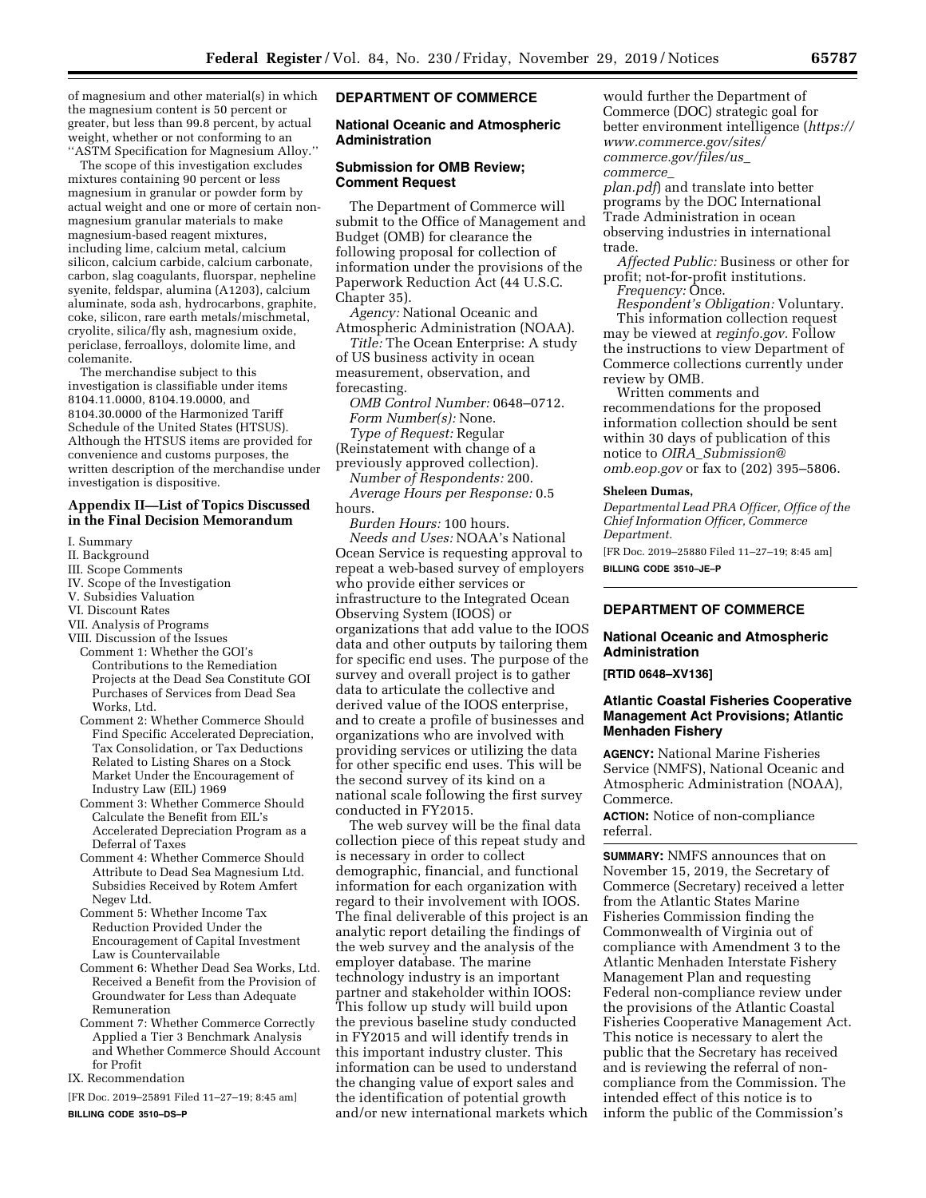of magnesium and other material(s) in which the magnesium content is 50 percent or greater, but less than 99.8 percent, by actual weight, whether or not conforming to an ''ASTM Specification for Magnesium Alloy.''

The scope of this investigation excludes mixtures containing 90 percent or less magnesium in granular or powder form by actual weight and one or more of certain non-magnesium granular materials to make magnesium-based reagent mixtures, including lime, calcium metal, calcium silicon, calcium carbide, calcium carbonate, carbon, slag coagulants, fluorspar, nepheline syenite, feldspar, alumina (A1203), calcium aluminate, soda ash, hydrocarbons, graphite, coke, silicon, rare earth metals/mischmetal, cryolite, silica/fly ash, magnesium oxide, periclase, ferroalloys, dolomite lime, and colemanite.

The merchandise subject to this investigation is classifiable under items 8104.11.0000, 8104.19.0000, and 8104.30.0000 of the Harmonized Tariff Schedule of the United States (HTSUS). Although the HTSUS items are provided for convenience and customs purposes, the written description of the merchandise under investigation is dispositive.

## Appendix II—List of Topics Discussed in the Final Decision Memorandum

I. Summary
II. Background
III. Scope Comments
IV. Scope of the Investigation
V. Subsidies Valuation
VI. Discount Rates
VII. Analysis of Programs
VIII. Discussion of the Issues
Comment 1: Whether the GOI's Contributions to the Remediation Projects at the Dead Sea Constitute GOI Purchases of Services from Dead Sea Works, Ltd.
Comment 2: Whether Commerce Should Find Specific Accelerated Depreciation, Tax Consolidation, or Tax Deductions Related to Listing Shares on a Stock Market Under the Encouragement of Industry Law (EIL) 1969
Comment 3: Whether Commerce Should Calculate the Benefit from EIL's Accelerated Depreciation Program as a Deferral of Taxes
Comment 4: Whether Commerce Should Attribute to Dead Sea Magnesium Ltd. Subsidies Received by Rotem Amfert Negev Ltd.
Comment 5: Whether Income Tax Reduction Provided Under the Encouragement of Capital Investment Law is Countervailable
Comment 6: Whether Dead Sea Works, Ltd. Received a Benefit from the Provision of Groundwater for Less than Adequate Remuneration
Comment 7: Whether Commerce Correctly Applied a Tier 3 Benchmark Analysis and Whether Commerce Should Account for Profit
IX. Recommendation

[FR Doc. 2019–25891 Filed 11–27–19; 8:45 am]

**BILLING CODE 3510–DS–P**

## DEPARTMENT OF COMMERCE

### National Oceanic and Atmospheric Administration

### Submission for OMB Review; Comment Request

The Department of Commerce will submit to the Office of Management and Budget (OMB) for clearance the following proposal for collection of information under the provisions of the Paperwork Reduction Act (44 U.S.C. Chapter 35).

*Agency:* National Oceanic and Atmospheric Administration (NOAA).

*Title:* The Ocean Enterprise: A study of US business activity in ocean measurement, observation, and forecasting.

*OMB Control Number:* 0648–0712.

*Form Number(s):* None.

*Type of Request:* Regular (Reinstatement with change of a previously approved collection).

*Number of Respondents:* 200.

*Average Hours per Response:* 0.5 hours.

*Burden Hours:* 100 hours.

*Needs and Uses:* NOAA's National Ocean Service is requesting approval to repeat a web-based survey of employers who provide either services or infrastructure to the Integrated Ocean Observing System (IOOS) or organizations that add value to the IOOS data and other outputs by tailoring them for specific end uses. The purpose of the survey and overall project is to gather data to articulate the collective and derived value of the IOOS enterprise, and to create a profile of businesses and organizations who are involved with providing services or utilizing the data for other specific end uses. This will be the second survey of its kind on a national scale following the first survey conducted in FY2015.

The web survey will be the final data collection piece of this repeat study and is necessary in order to collect demographic, financial, and functional information for each organization with regard to their involvement with IOOS. The final deliverable of this project is an analytic report detailing the findings of the web survey and the analysis of the employer database. The marine technology industry is an important partner and stakeholder within IOOS: This follow up study will build upon the previous baseline study conducted in FY2015 and will identify trends in this important industry cluster. This information can be used to understand the changing value of export sales and the identification of potential growth and/or new international markets which would further the Department of Commerce (DOC) strategic goal for better environment intelligence (*https://www.commerce.gov/sites/commerce.gov/files/us_commerce_plan.pdf*) and translate into better programs by the DOC International Trade Administration in ocean observing industries in international trade.

*Affected Public:* Business or other for profit; not-for-profit institutions.

*Frequency:* Once.

*Respondent's Obligation:* Voluntary.

This information collection request may be viewed at *reginfo.gov.* Follow the instructions to view Department of Commerce collections currently under review by OMB.

Written comments and recommendations for the proposed information collection should be sent within 30 days of publication of this notice to *OIRA_Submission@omb.eop.gov* or fax to (202) 395–5806.

**Sheleen Dumas,**

*Departmental Lead PRA Officer, Office of the Chief Information Officer, Commerce Department.*

[FR Doc. 2019–25880 Filed 11–27–19; 8:45 am]

**BILLING CODE 3510–JE–P**

## DEPARTMENT OF COMMERCE

### National Oceanic and Atmospheric Administration

**[RTID 0648–XV136]**

### Atlantic Coastal Fisheries Cooperative Management Act Provisions; Atlantic Menhaden Fishery

**AGENCY:** National Marine Fisheries Service (NMFS), National Oceanic and Atmospheric Administration (NOAA), Commerce.

**ACTION:** Notice of non-compliance referral.

**SUMMARY:** NMFS announces that on November 15, 2019, the Secretary of Commerce (Secretary) received a letter from the Atlantic States Marine Fisheries Commission finding the Commonwealth of Virginia out of compliance with Amendment 3 to the Atlantic Menhaden Interstate Fishery Management Plan and requesting Federal non-compliance review under the provisions of the Atlantic Coastal Fisheries Cooperative Management Act. This notice is necessary to alert the public that the Secretary has received and is reviewing the referral of non-compliance from the Commission. The intended effect of this notice is to inform the public of the Commission's